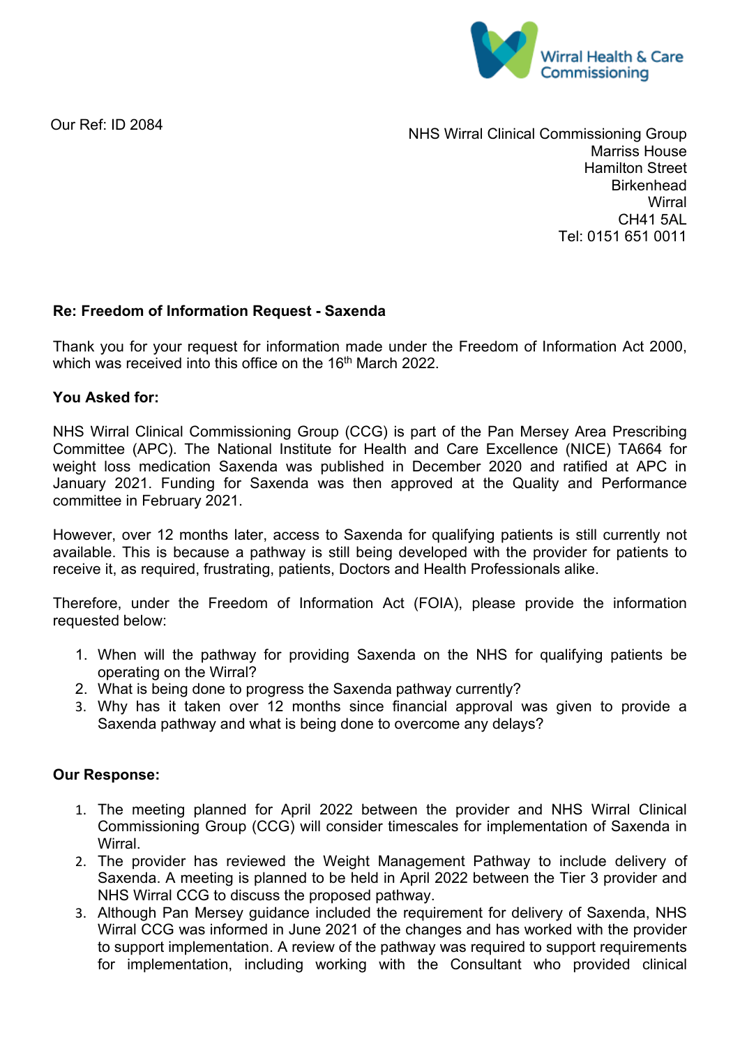Wirral Health & Care Commissioning

Our Ref: ID 2084

NHS Wirral Clinical Commissioning Group
Marriss House
Hamilton Street
Birkenhead
Wirral
CH41 5AL
Tel: 0151 651 0011

**Re: Freedom of Information Request - Saxenda**

Thank you for your request for information made under the Freedom of Information Act 2000, which was received into this office on the 16th March 2022.

**You Asked for:**

NHS Wirral Clinical Commissioning Group (CCG) is part of the Pan Mersey Area Prescribing Committee (APC). The National Institute for Health and Care Excellence (NICE) TA664 for weight loss medication Saxenda was published in December 2020 and ratified at APC in January 2021. Funding for Saxenda was then approved at the Quality and Performance committee in February 2021.

However, over 12 months later, access to Saxenda for qualifying patients is still currently not available. This is because a pathway is still being developed with the provider for patients to receive it, as required, frustrating, patients, Doctors and Health Professionals alike.

Therefore, under the Freedom of Information Act (FOIA), please provide the information requested below:

1. When will the pathway for providing Saxenda on the NHS for qualifying patients be operating on the Wirral?
2. What is being done to progress the Saxenda pathway currently?
3. Why has it taken over 12 months since financial approval was given to provide a Saxenda pathway and what is being done to overcome any delays?

**Our Response:**

1. The meeting planned for April 2022 between the provider and NHS Wirral Clinical Commissioning Group (CCG) will consider timescales for implementation of Saxenda in Wirral.
2. The provider has reviewed the Weight Management Pathway to include delivery of Saxenda. A meeting is planned to be held in April 2022 between the Tier 3 provider and NHS Wirral CCG to discuss the proposed pathway.
3. Although Pan Mersey guidance included the requirement for delivery of Saxenda, NHS Wirral CCG was informed in June 2021 of the changes and has worked with the provider to support implementation. A review of the pathway was required to support requirements for implementation, including working with the Consultant who provided clinical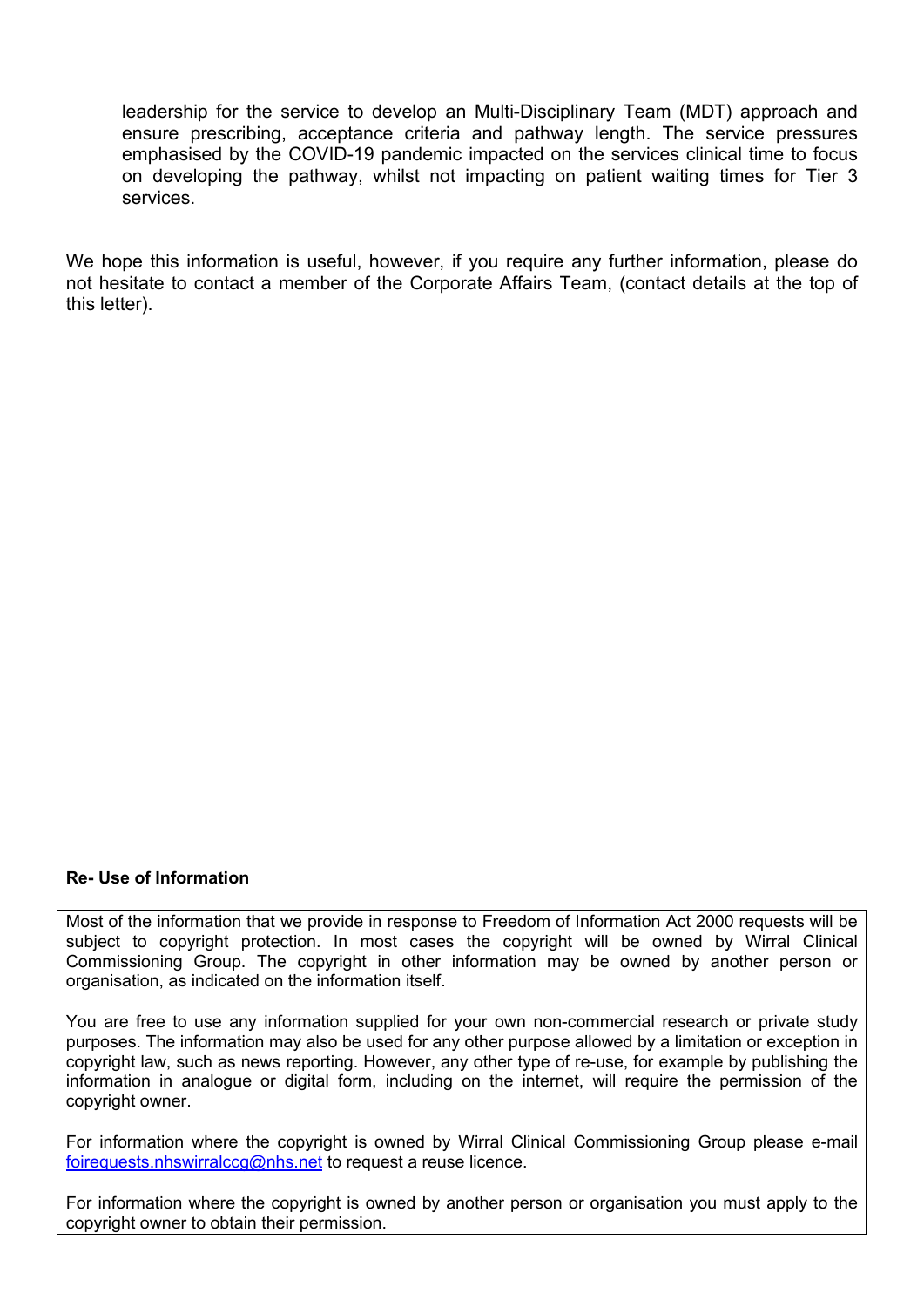leadership for the service to develop an Multi-Disciplinary Team (MDT) approach and ensure prescribing, acceptance criteria and pathway length. The service pressures emphasised by the COVID-19 pandemic impacted on the services clinical time to focus on developing the pathway, whilst not impacting on patient waiting times for Tier 3 services.

We hope this information is useful, however, if you require any further information, please do not hesitate to contact a member of the Corporate Affairs Team, (contact details at the top of this letter).

**Re- Use of Information**

Most of the information that we provide in response to Freedom of Information Act 2000 requests will be subject to copyright protection. In most cases the copyright will be owned by Wirral Clinical Commissioning Group. The copyright in other information may be owned by another person or organisation, as indicated on the information itself.

You are free to use any information supplied for your own non-commercial research or private study purposes. The information may also be used for any other purpose allowed by a limitation or exception in copyright law, such as news reporting. However, any other type of re-use, for example by publishing the information in analogue or digital form, including on the internet, will require the permission of the copyright owner.

For information where the copyright is owned by Wirral Clinical Commissioning Group please e-mail foirequests.nhswirralccg@nhs.net to request a reuse licence.

For information where the copyright is owned by another person or organisation you must apply to the copyright owner to obtain their permission.